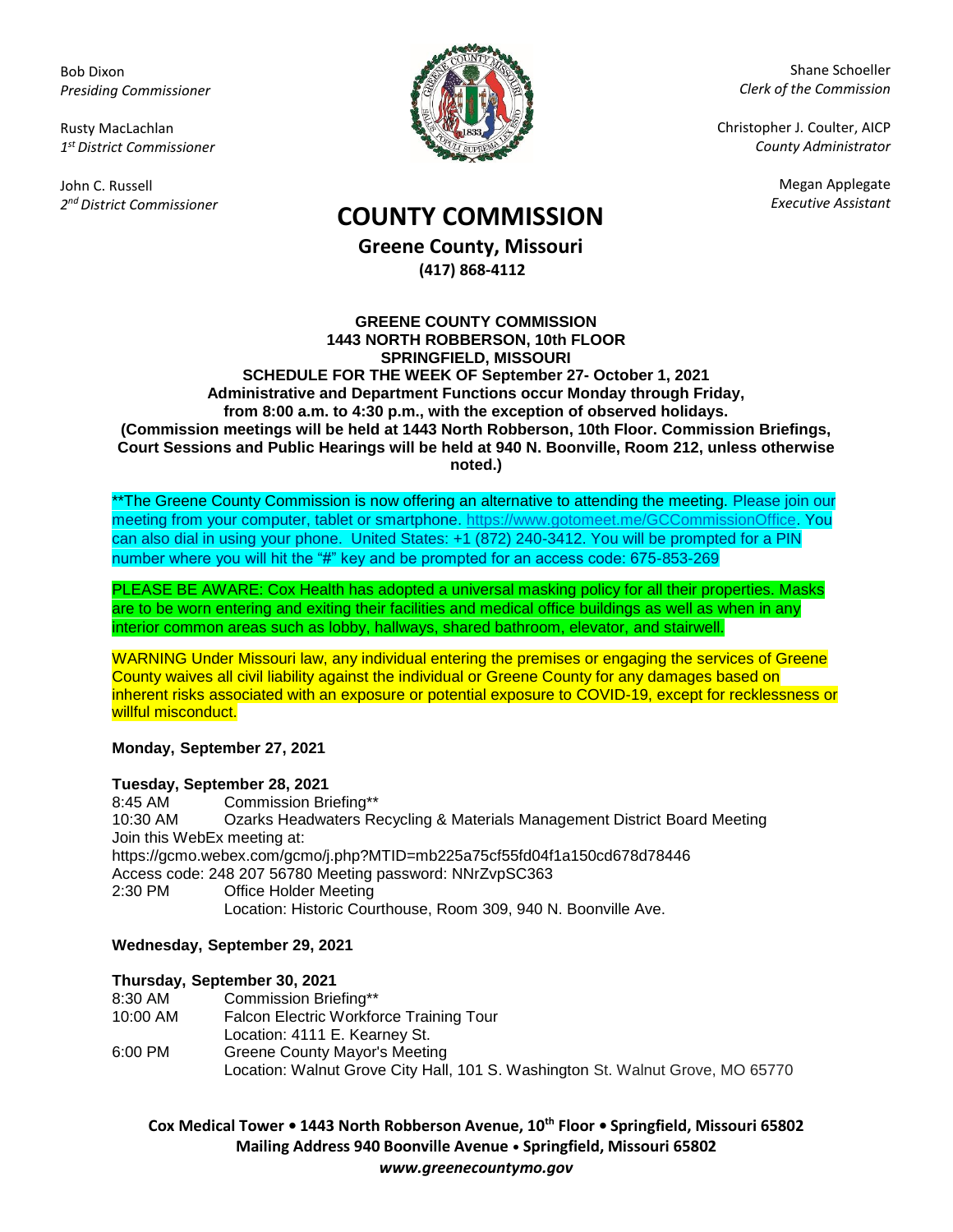Bob Dixon
*Presiding Commissioner*

Rusty MacLachlan
*1st District Commissioner*

John C. Russell
*2nd District Commissioner*

Shane Schoeller
*Clerk of the Commission*

Christopher J. Coulter, AICP
*County Administrator*

Megan Applegate
*Executive Assistant*

# COUNTY COMMISSION

**Greene County, Missouri**
**(417) 868-4112**

**GREENE COUNTY COMMISSION**
**1443 NORTH ROBBERSON, 10th FLOOR**
**SPRINGFIELD, MISSOURI**
**SCHEDULE FOR THE WEEK OF September 27- October 1, 2021**
**Administrative and Department Functions occur Monday through Friday, from 8:00 a.m. to 4:30 p.m., with the exception of observed holidays.**
**(Commission meetings will be held at 1443 North Robberson, 10th Floor. Commission Briefings, Court Sessions and Public Hearings will be held at 940 N. Boonville, Room 212, unless otherwise noted.)**

**The Greene County Commission is now offering an alternative to attending the meeting. Please join our meeting from your computer, tablet or smartphone. https://www.gotomeet.me/GCCommissionOffice. You can also dial in using your phone. United States: +1 (872) 240-3412. You will be prompted for a PIN number where you will hit the "#" key and be prompted for an access code: 675-853-269

PLEASE BE AWARE: Cox Health has adopted a universal masking policy for all their properties. Masks are to be worn entering and exiting their facilities and medical office buildings as well as when in any interior common areas such as lobby, hallways, shared bathroom, elevator, and stairwell.

WARNING Under Missouri law, any individual entering the premises or engaging the services of Greene County waives all civil liability against the individual or Greene County for any damages based on inherent risks associated with an exposure or potential exposure to COVID-19, except for recklessness or willful misconduct.

**Monday, September 27, 2021**

**Tuesday, September 28, 2021**
8:45 AM Commission Briefing**
10:30 AM Ozarks Headwaters Recycling & Materials Management District Board Meeting
Join this WebEx meeting at:
https://gcmo.webex.com/gcmo/j.php?MTID=mb225a75cf55fd04f1a150cd678d78446
Access code: 248 207 56780 Meeting password: NNrZvpSC363
2:30 PM Office Holder Meeting
Location: Historic Courthouse, Room 309, 940 N. Boonville Ave.

**Wednesday, September 29, 2021**

**Thursday, September 30, 2021**
8:30 AM Commission Briefing**
10:00 AM Falcon Electric Workforce Training Tour
Location: 4111 E. Kearney St.
6:00 PM Greene County Mayor's Meeting
Location: Walnut Grove City Hall, 101 S. Washington St. Walnut Grove, MO 65770

**Cox Medical Tower • 1443 North Robberson Avenue, 10th Floor • Springfield, Missouri 65802**
**Mailing Address 940 Boonville Avenue • Springfield, Missouri 65802**
***www.greenecountymo.gov***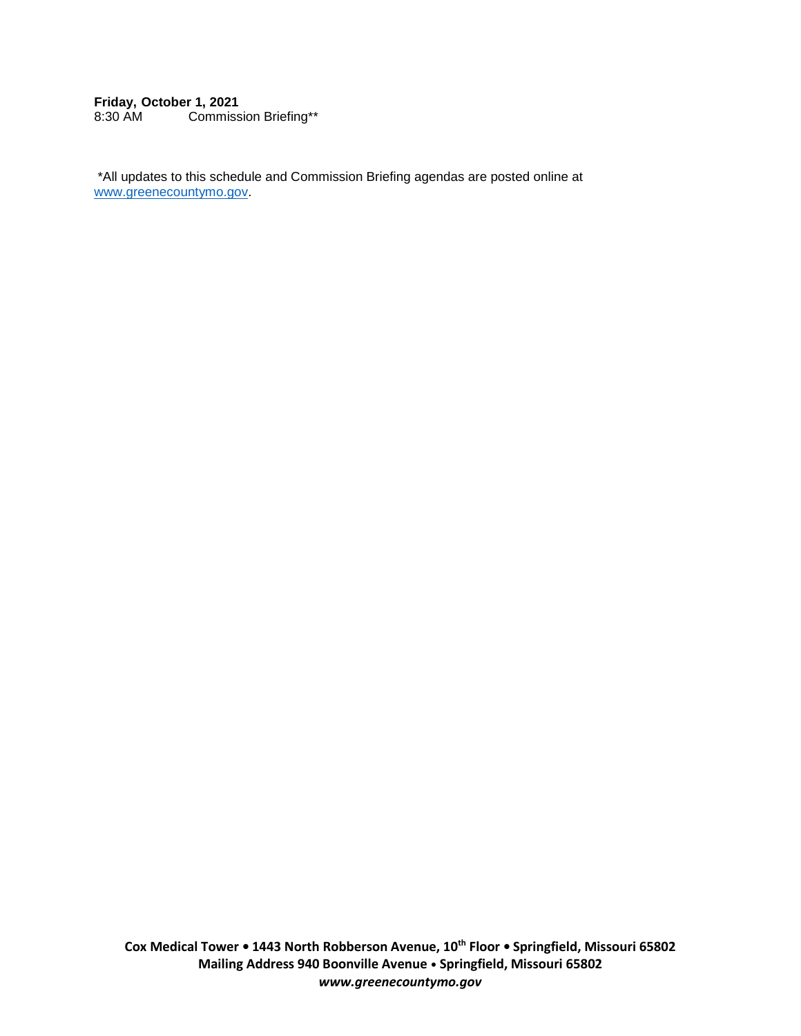**Friday, October 1, 2021**
8:30 AM Commission Briefing**

*All updates to this schedule and Commission Briefing agendas are posted online at www.greenecountymo.gov.

**Cox Medical Tower • 1443 North Robberson Avenue, 10th Floor • Springfield, Missouri 65802**
**Mailing Address 940 Boonville Avenue • Springfield, Missouri 65802**
***www.greenecountymo.gov***